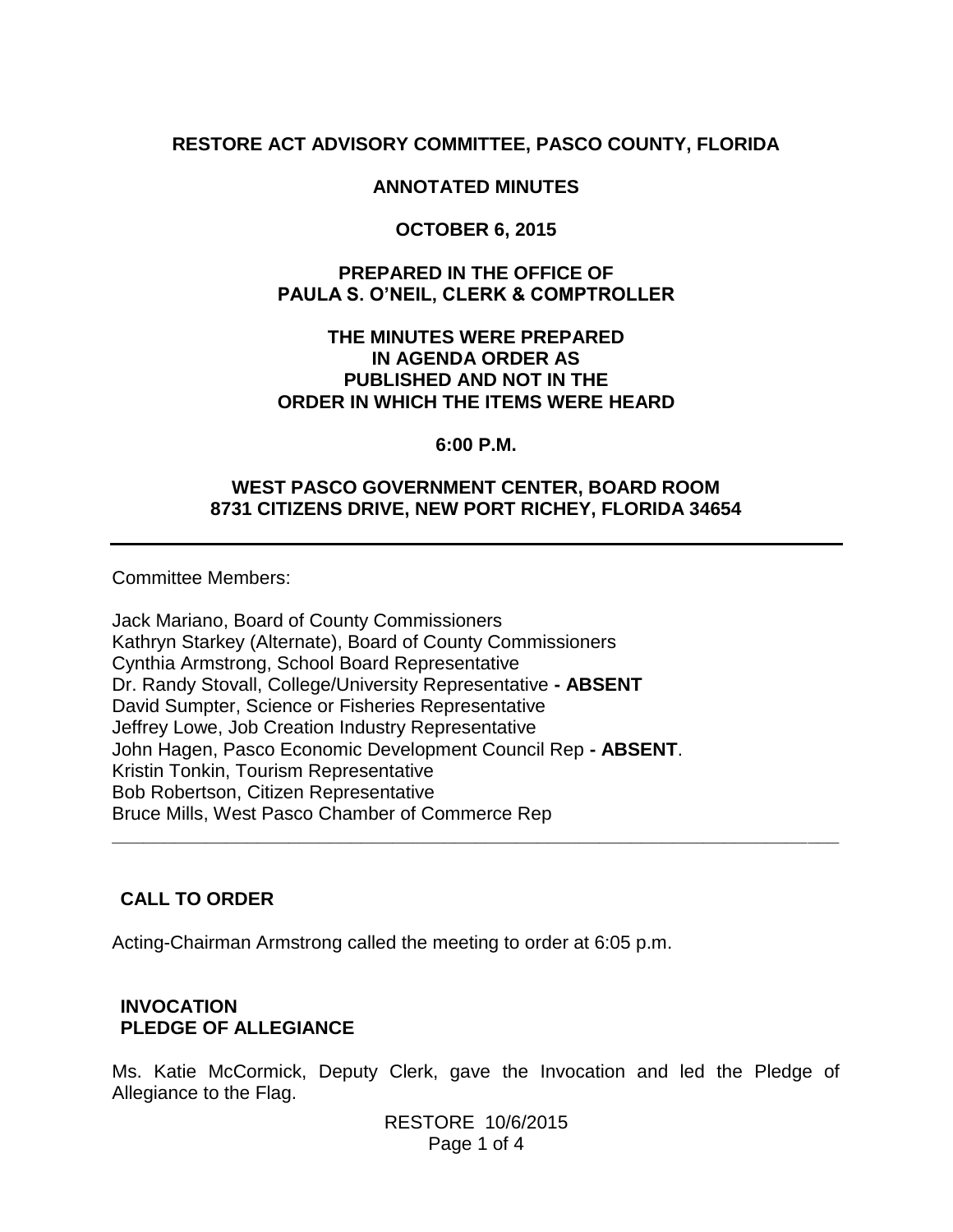# RESTORE ACT ADVISORY COMMITTEE, PASCO COUNTY, FLORIDA

## ANNOTATED MINUTES

## OCTOBER 6, 2015

**PREPARED IN THE OFFICE OF**
**PAULA S. O'NEIL, CLERK & COMPTROLLER**

**THE MINUTES WERE PREPARED**
**IN AGENDA ORDER AS**
**PUBLISHED AND NOT IN THE**
**ORDER IN WHICH THE ITEMS WERE HEARD**

**6:00 P.M.**

**WEST PASCO GOVERNMENT CENTER, BOARD ROOM**
**8731 CITIZENS DRIVE, NEW PORT RICHEY, FLORIDA 34654**

---

Committee Members:

Jack Mariano, Board of County Commissioners
Kathryn Starkey (Alternate), Board of County Commissioners
Cynthia Armstrong, School Board Representative
Dr. Randy Stovall, College/University Representative **- ABSENT**
David Sumpter, Science or Fisheries Representative
Jeffrey Lowe, Job Creation Industry Representative
John Hagen, Pasco Economic Development Council Rep **- ABSENT**.
Kristin Tonkin, Tourism Representative
Bob Robertson, Citizen Representative
Bruce Mills, West Pasco Chamber of Commerce Rep

---

### CALL TO ORDER

Acting-Chairman Armstrong called the meeting to order at 6:05 p.m.

### INVOCATION
### PLEDGE OF ALLEGIANCE

Ms. Katie McCormick, Deputy Clerk, gave the Invocation and led the Pledge of Allegiance to the Flag.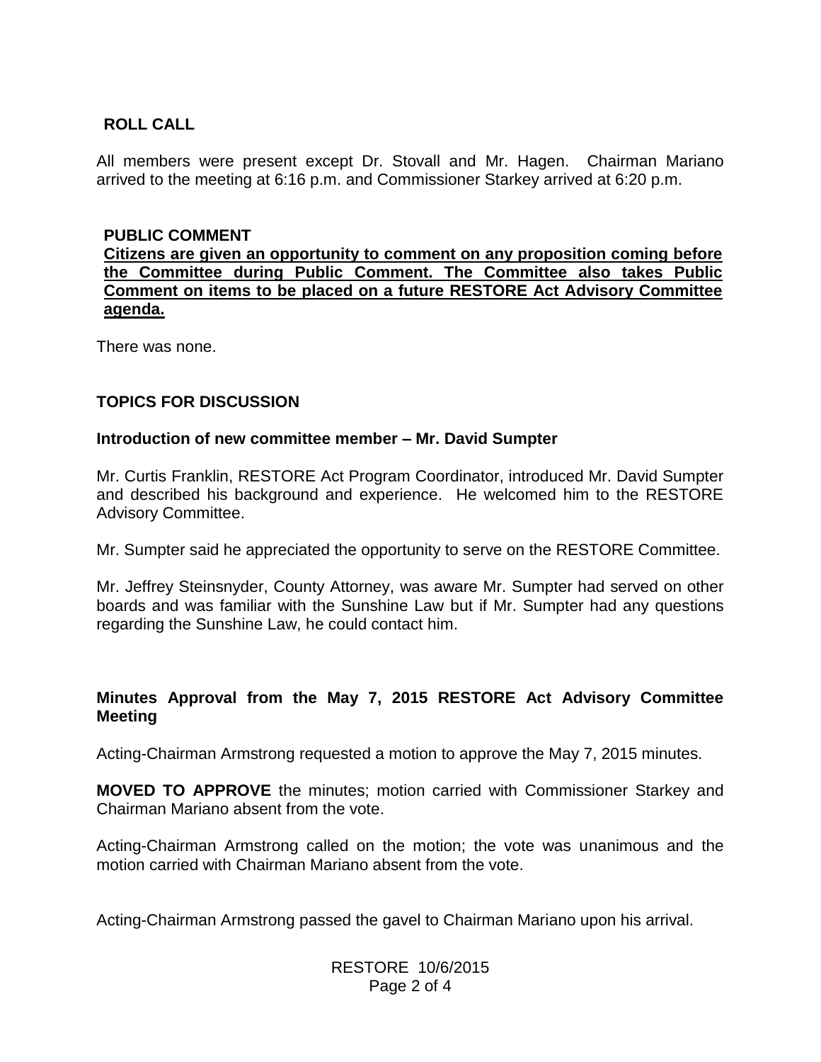## ROLL CALL

All members were present except Dr. Stovall and Mr. Hagen. Chairman Mariano arrived to the meeting at 6:16 p.m. and Commissioner Starkey arrived at 6:20 p.m.

## PUBLIC COMMENT

**Citizens are given an opportunity to comment on any proposition coming before the Committee during Public Comment. The Committee also takes Public Comment on items to be placed on a future RESTORE Act Advisory Committee agenda.**

There was none.

## TOPICS FOR DISCUSSION

### Introduction of new committee member – Mr. David Sumpter

Mr. Curtis Franklin, RESTORE Act Program Coordinator, introduced Mr. David Sumpter and described his background and experience. He welcomed him to the RESTORE Advisory Committee.

Mr. Sumpter said he appreciated the opportunity to serve on the RESTORE Committee.

Mr. Jeffrey Steinsnyder, County Attorney, was aware Mr. Sumpter had served on other boards and was familiar with the Sunshine Law but if Mr. Sumpter had any questions regarding the Sunshine Law, he could contact him.

### Minutes Approval from the May 7, 2015 RESTORE Act Advisory Committee Meeting

Acting-Chairman Armstrong requested a motion to approve the May 7, 2015 minutes.

**MOVED TO APPROVE** the minutes; motion carried with Commissioner Starkey and Chairman Mariano absent from the vote.

Acting-Chairman Armstrong called on the motion; the vote was unanimous and the motion carried with Chairman Mariano absent from the vote.

Acting-Chairman Armstrong passed the gavel to Chairman Mariano upon his arrival.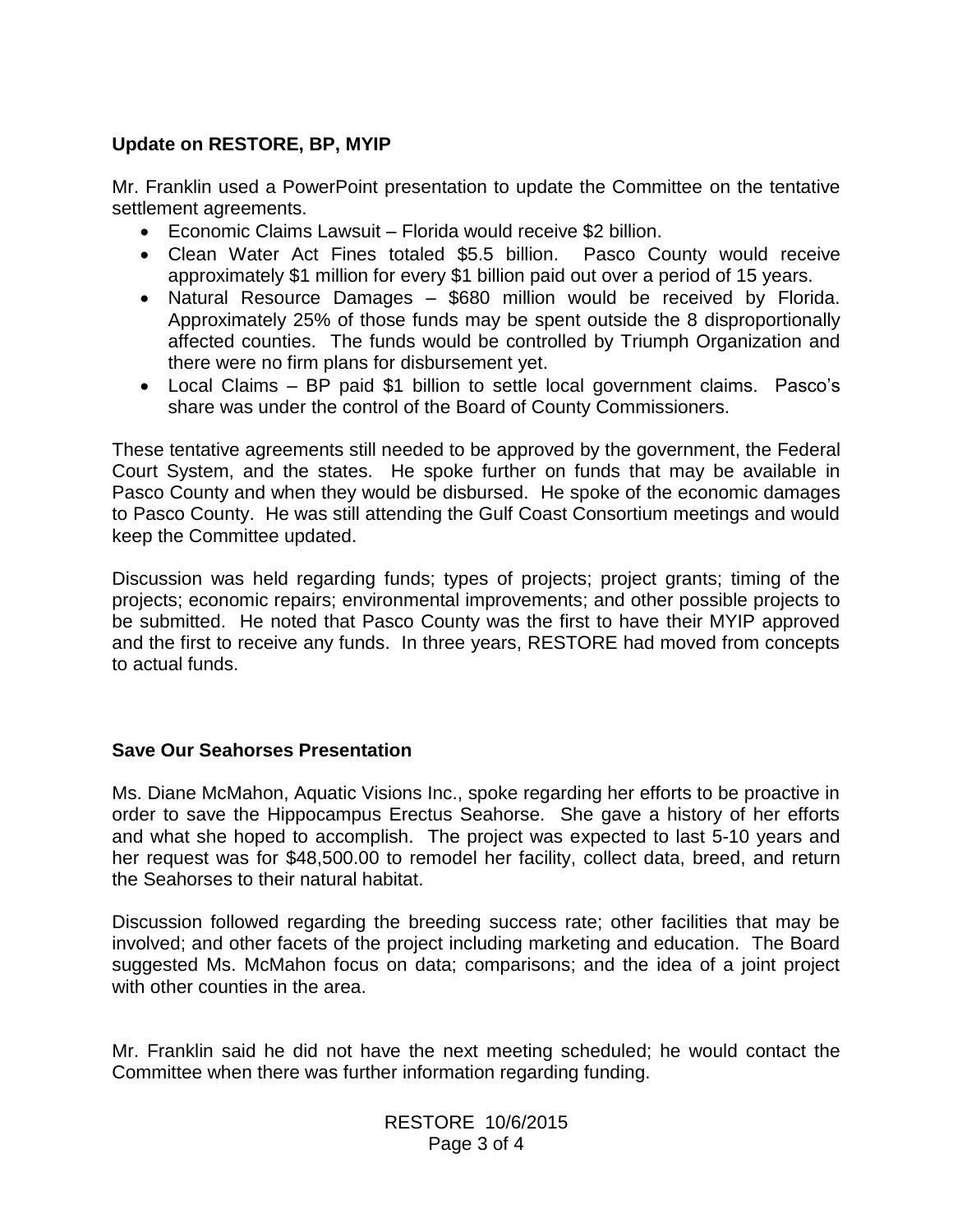**Update on RESTORE, BP, MYIP**

Mr. Franklin used a PowerPoint presentation to update the Committee on the tentative settlement agreements.

- Economic Claims Lawsuit – Florida would receive $2 billion.
- Clean Water Act Fines totaled $5.5 billion. Pasco County would receive approximately $1 million for every $1 billion paid out over a period of 15 years.
- Natural Resource Damages – $680 million would be received by Florida. Approximately 25% of those funds may be spent outside the 8 disproportionally affected counties. The funds would be controlled by Triumph Organization and there were no firm plans for disbursement yet.
- Local Claims – BP paid $1 billion to settle local government claims. Pasco's share was under the control of the Board of County Commissioners.

These tentative agreements still needed to be approved by the government, the Federal Court System, and the states. He spoke further on funds that may be available in Pasco County and when they would be disbursed. He spoke of the economic damages to Pasco County. He was still attending the Gulf Coast Consortium meetings and would keep the Committee updated.

Discussion was held regarding funds; types of projects; project grants; timing of the projects; economic repairs; environmental improvements; and other possible projects to be submitted. He noted that Pasco County was the first to have their MYIP approved and the first to receive any funds. In three years, RESTORE had moved from concepts to actual funds.

**Save Our Seahorses Presentation**

Ms. Diane McMahon, Aquatic Visions Inc., spoke regarding her efforts to be proactive in order to save the Hippocampus Erectus Seahorse. She gave a history of her efforts and what she hoped to accomplish. The project was expected to last 5-10 years and her request was for $48,500.00 to remodel her facility, collect data, breed, and return the Seahorses to their natural habitat.

Discussion followed regarding the breeding success rate; other facilities that may be involved; and other facets of the project including marketing and education. The Board suggested Ms. McMahon focus on data; comparisons; and the idea of a joint project with other counties in the area.

Mr. Franklin said he did not have the next meeting scheduled; he would contact the Committee when there was further information regarding funding.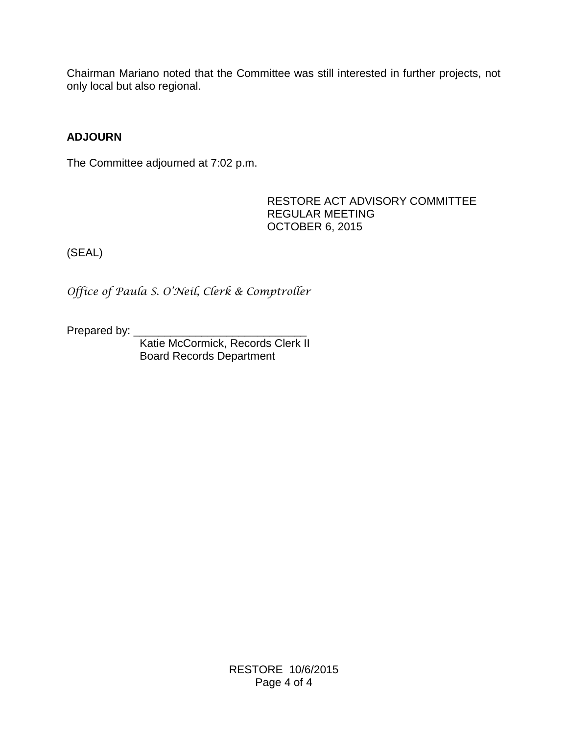Chairman Mariano noted that the Committee was still interested in further projects, not only local but also regional.

**ADJOURN**

The Committee adjourned at 7:02 p.m.

RESTORE ACT ADVISORY COMMITTEE
REGULAR MEETING
OCTOBER 6, 2015

(SEAL)

*Office of Paula S. O'Neil, Clerk & Comptroller*

Prepared by: ____________________________
Katie McCormick, Records Clerk II
Board Records Department